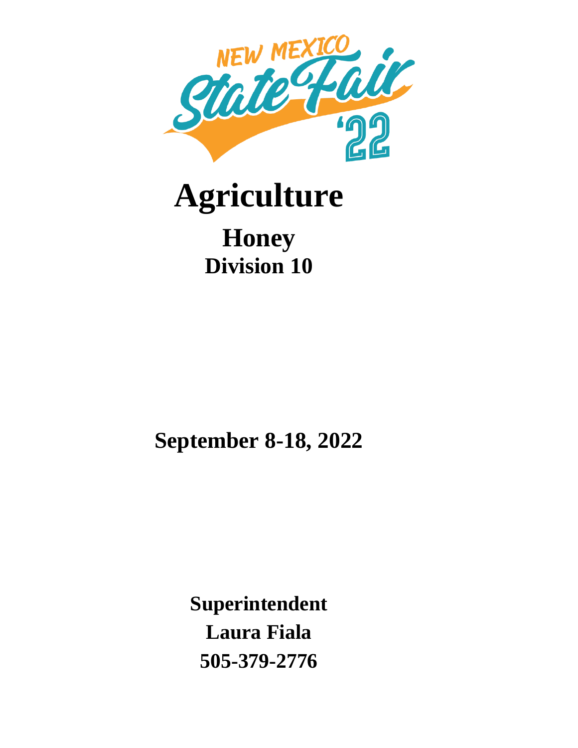NEW MEXICO State Fair '22

# Agriculture

## Honey

### Division 10

**September 8-18, 2022**

**Superintendent**

**Laura Fiala**

**505-379-2776**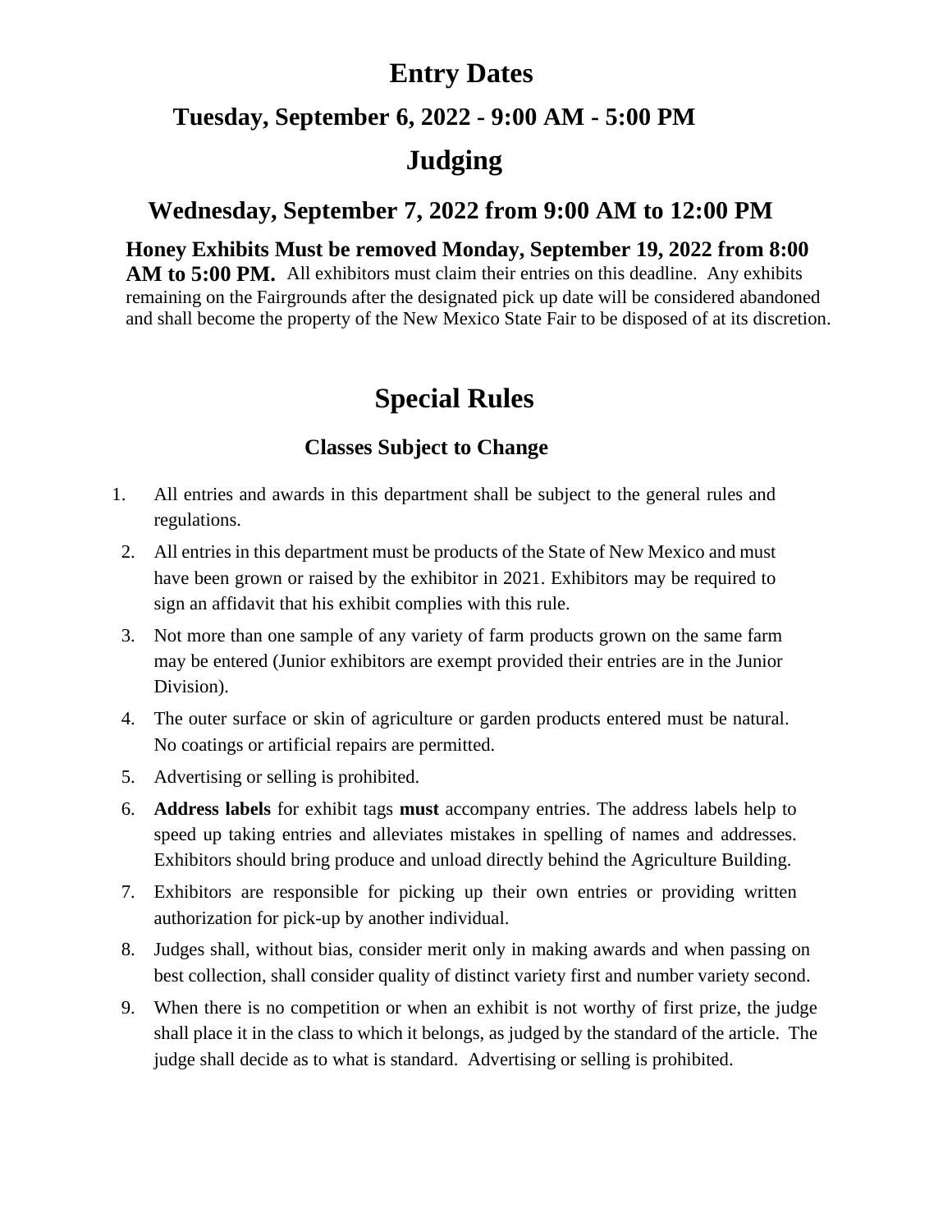# Entry Dates

## Tuesday, September 6, 2022 - 9:00 AM - 5:00 PM

# Judging

## Wednesday, September 7, 2022 from 9:00 AM to 12:00 PM

**Honey Exhibits Must be removed Monday, September 19, 2022 from 8:00 AM to 5:00 PM.** All exhibitors must claim their entries on this deadline. Any exhibits remaining on the Fairgrounds after the designated pick up date will be considered abandoned and shall become the property of the New Mexico State Fair to be disposed of at its discretion.

# Special Rules

### Classes Subject to Change

1. All entries and awards in this department shall be subject to the general rules and regulations.
2. All entries in this department must be products of the State of New Mexico and must have been grown or raised by the exhibitor in 2021. Exhibitors may be required to sign an affidavit that his exhibit complies with this rule.
3. Not more than one sample of any variety of farm products grown on the same farm may be entered (Junior exhibitors are exempt provided their entries are in the Junior Division).
4. The outer surface or skin of agriculture or garden products entered must be natural. No coatings or artificial repairs are permitted.
5. Advertising or selling is prohibited.
6. **Address labels** for exhibit tags **must** accompany entries. The address labels help to speed up taking entries and alleviates mistakes in spelling of names and addresses. Exhibitors should bring produce and unload directly behind the Agriculture Building.
7. Exhibitors are responsible for picking up their own entries or providing written authorization for pick-up by another individual.
8. Judges shall, without bias, consider merit only in making awards and when passing on best collection, shall consider quality of distinct variety first and number variety second.
9. When there is no competition or when an exhibit is not worthy of first prize, the judge shall place it in the class to which it belongs, as judged by the standard of the article. The judge shall decide as to what is standard. Advertising or selling is prohibited.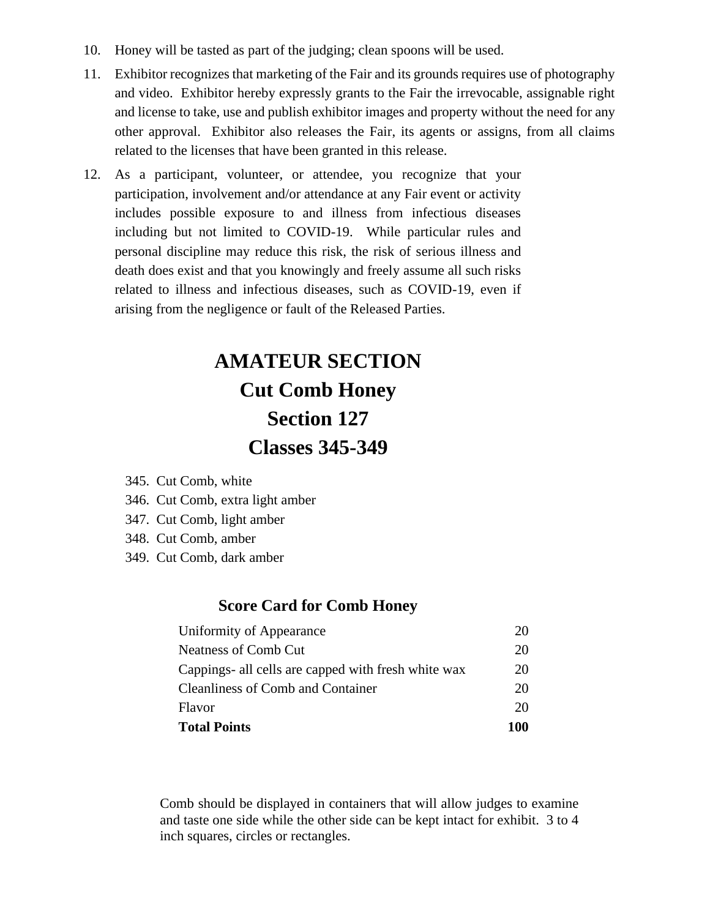10. Honey will be tasted as part of the judging; clean spoons will be used.
11. Exhibitor recognizes that marketing of the Fair and its grounds requires use of photography and video. Exhibitor hereby expressly grants to the Fair the irrevocable, assignable right and license to take, use and publish exhibitor images and property without the need for any other approval. Exhibitor also releases the Fair, its agents or assigns, from all claims related to the licenses that have been granted in this release.
12. As a participant, volunteer, or attendee, you recognize that your participation, involvement and/or attendance at any Fair event or activity includes possible exposure to and illness from infectious diseases including but not limited to COVID-19. While particular rules and personal discipline may reduce this risk, the risk of serious illness and death does exist and that you knowingly and freely assume all such risks related to illness and infectious diseases, such as COVID-19, even if arising from the negligence or fault of the Released Parties.

# AMATEUR SECTION
# Cut Comb Honey
# Section 127
# Classes 345-349

345. Cut Comb, white
346. Cut Comb, extra light amber
347. Cut Comb, light amber
348. Cut Comb, amber
349. Cut Comb, dark amber

### Score Card for Comb Honey

| | |
|---|---|
| Uniformity of Appearance | 20 |
| Neatness of Comb Cut | 20 |
| Cappings- all cells are capped with fresh white wax | 20 |
| Cleanliness of Comb and Container | 20 |
| Flavor | 20 |
| **Total Points** | **100** |

Comb should be displayed in containers that will allow judges to examine and taste one side while the other side can be kept intact for exhibit. 3 to 4 inch squares, circles or rectangles.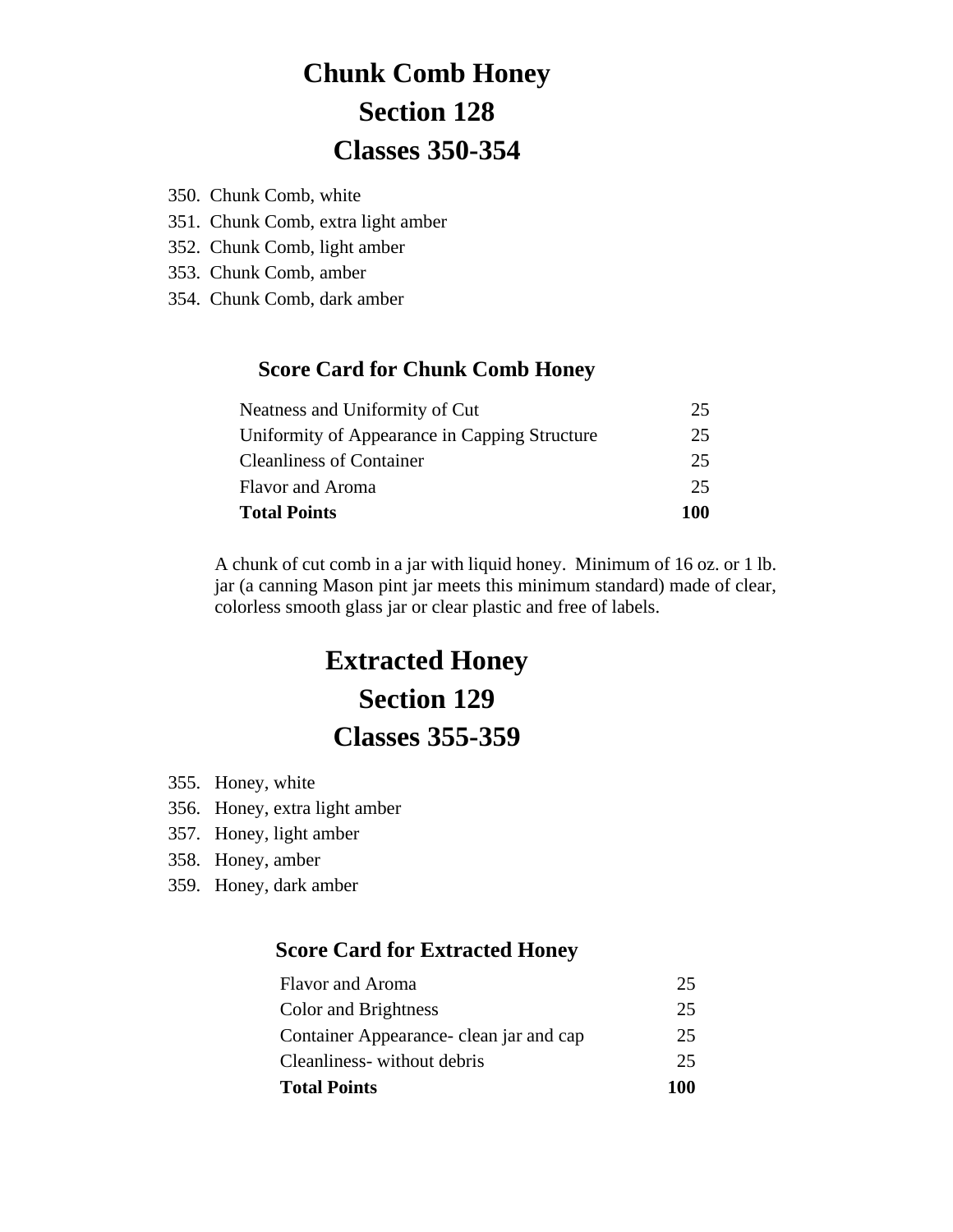# Chunk Comb Honey
# Section 128
# Classes 350-354

350. Chunk Comb, white
351. Chunk Comb, extra light amber
352. Chunk Comb, light amber
353. Chunk Comb, amber
354. Chunk Comb, dark amber

### Score Card for Chunk Comb Honey

| | |
|---|---|
| Neatness and Uniformity of Cut | 25 |
| Uniformity of Appearance in Capping Structure | 25 |
| Cleanliness of Container | 25 |
| Flavor and Aroma | 25 |
| **Total Points** | **100** |

A chunk of cut comb in a jar with liquid honey. Minimum of 16 oz. or 1 lb. jar (a canning Mason pint jar meets this minimum standard) made of clear, colorless smooth glass jar or clear plastic and free of labels.

# Extracted Honey
# Section 129
# Classes 355-359

355. Honey, white
356. Honey, extra light amber
357. Honey, light amber
358. Honey, amber
359. Honey, dark amber

### Score Card for Extracted Honey

| | |
|---|---|
| Flavor and Aroma | 25 |
| Color and Brightness | 25 |
| Container Appearance- clean jar and cap | 25 |
| Cleanliness- without debris | 25 |
| **Total Points** | **100** |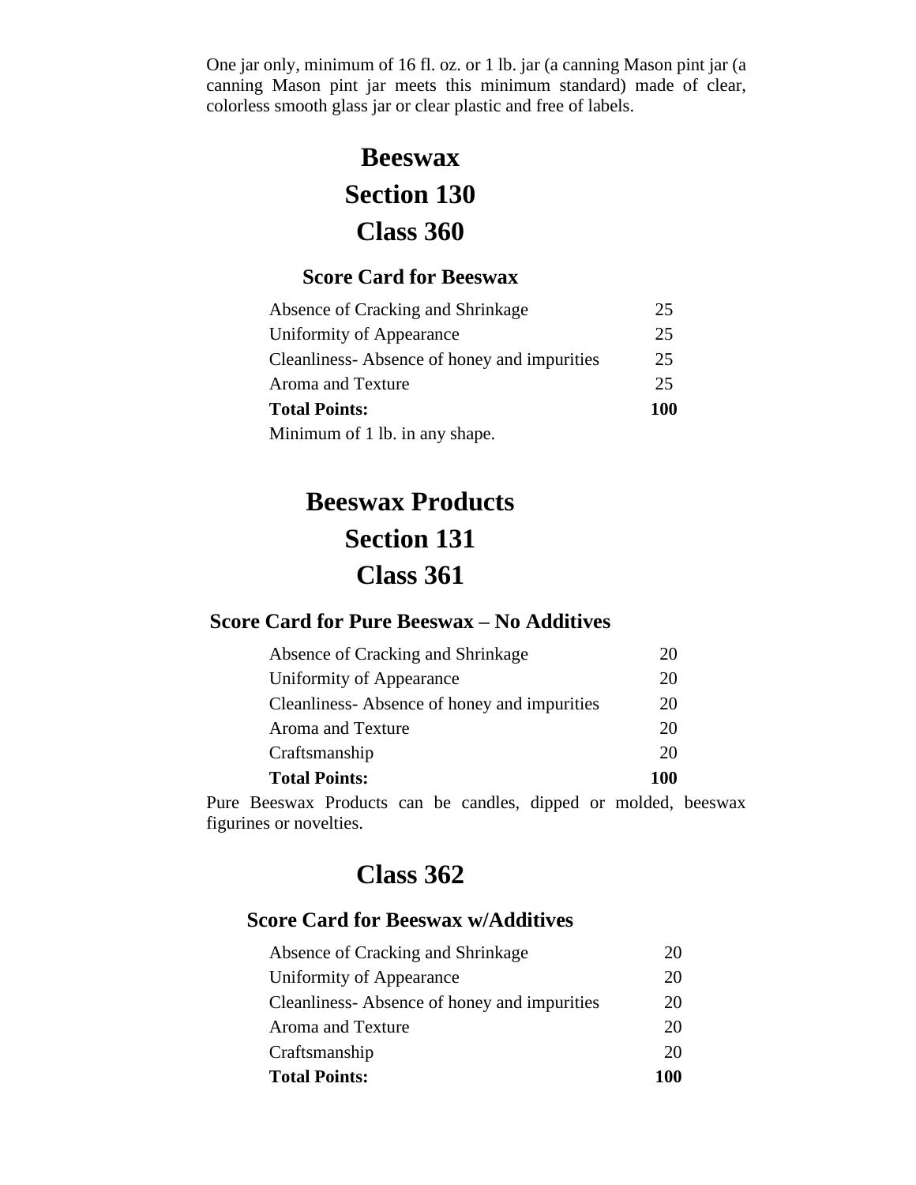One jar only, minimum of 16 fl. oz. or 1 lb. jar (a canning Mason pint jar (a canning Mason pint jar meets this minimum standard) made of clear, colorless smooth glass jar or clear plastic and free of labels.

# Beeswax
# Section 130
# Class 360

### Score Card for Beeswax

| | |
|---|---|
| Absence of Cracking and Shrinkage | 25 |
| Uniformity of Appearance | 25 |
| Cleanliness- Absence of honey and impurities | 25 |
| Aroma and Texture | 25 |
| **Total Points:** | **100** |

Minimum of 1 lb. in any shape.

# Beeswax Products
# Section 131
# Class 361

### Score Card for Pure Beeswax – No Additives

| | |
|---|---|
| Absence of Cracking and Shrinkage | 20 |
| Uniformity of Appearance | 20 |
| Cleanliness- Absence of honey and impurities | 20 |
| Aroma and Texture | 20 |
| Craftsmanship | 20 |
| **Total Points:** | **100** |

Pure Beeswax Products can be candles, dipped or molded, beeswax figurines or novelties.

# Class 362

### Score Card for Beeswax w/Additives

| | |
|---|---|
| Absence of Cracking and Shrinkage | 20 |
| Uniformity of Appearance | 20 |
| Cleanliness- Absence of honey and impurities | 20 |
| Aroma and Texture | 20 |
| Craftsmanship | 20 |
| **Total Points:** | **100** |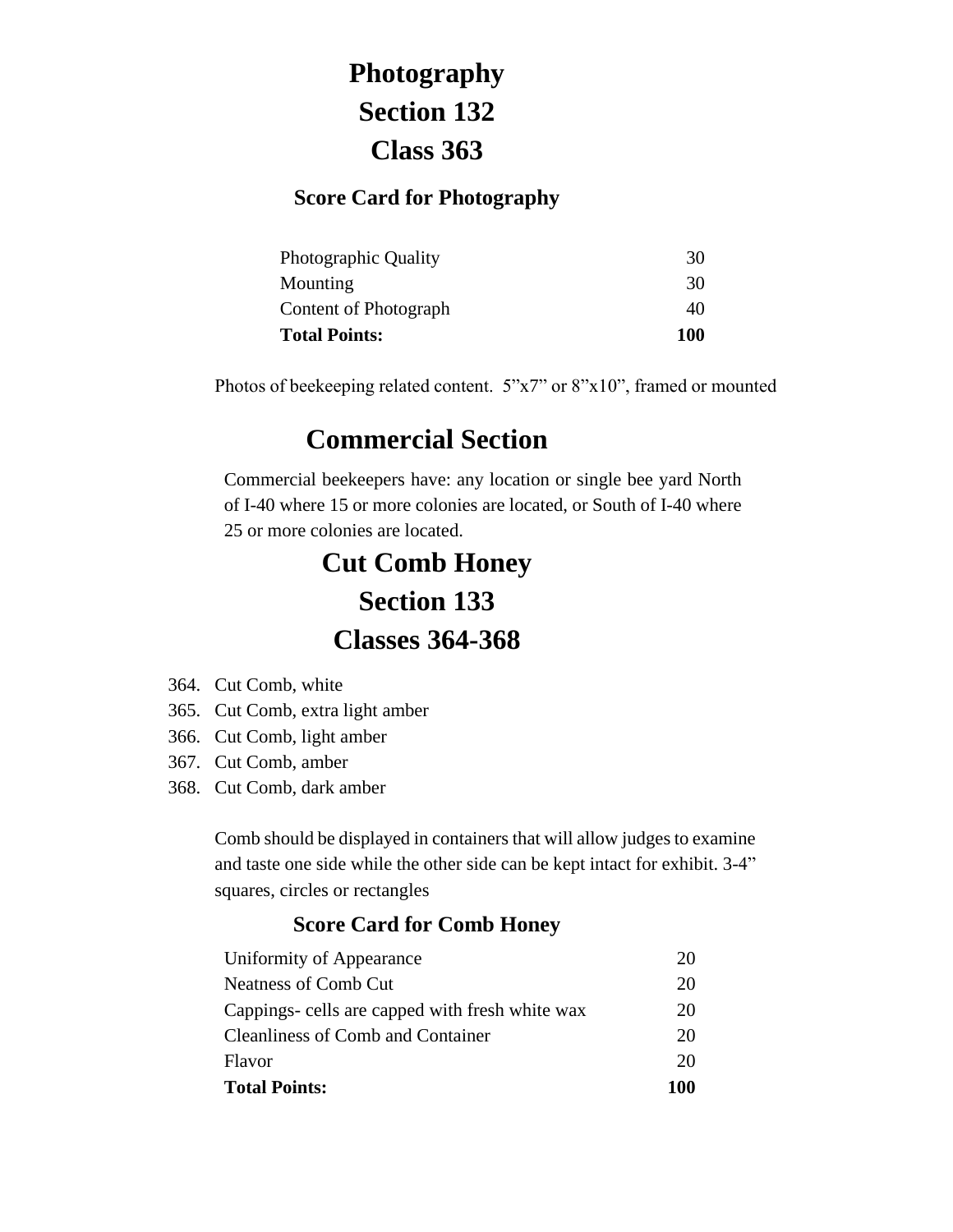# Photography
# Section 132
# Class 363

### Score Card for Photography

| | |
|---|---|
| Photographic Quality | 30 |
| Mounting | 30 |
| Content of Photograph | 40 |
| **Total Points:** | **100** |

Photos of beekeeping related content. 5”x7” or 8”x10”, framed or mounted

# Commercial Section

Commercial beekeepers have: any location or single bee yard North of I-40 where 15 or more colonies are located, or South of I-40 where 25 or more colonies are located.

# Cut Comb Honey
# Section 133
# Classes 364-368

364. Cut Comb, white
365. Cut Comb, extra light amber
366. Cut Comb, light amber
367. Cut Comb, amber
368. Cut Comb, dark amber

Comb should be displayed in containers that will allow judges to examine and taste one side while the other side can be kept intact for exhibit. 3-4” squares, circles or rectangles

### Score Card for Comb Honey

| | |
|---|---|
| Uniformity of Appearance | 20 |
| Neatness of Comb Cut | 20 |
| Cappings- cells are capped with fresh white wax | 20 |
| Cleanliness of Comb and Container | 20 |
| Flavor | 20 |
| **Total Points:** | **100** |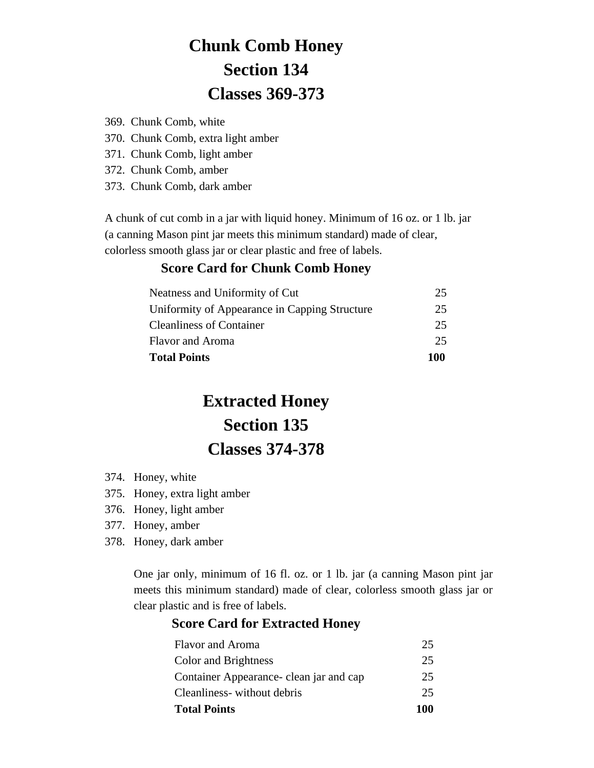# Chunk Comb Honey
# Section 134
# Classes 369-373

369. Chunk Comb, white
370. Chunk Comb, extra light amber
371. Chunk Comb, light amber
372. Chunk Comb, amber
373. Chunk Comb, dark amber

A chunk of cut comb in a jar with liquid honey. Minimum of 16 oz. or 1 lb. jar (a canning Mason pint jar meets this minimum standard) made of clear, colorless smooth glass jar or clear plastic and free of labels.

### Score Card for Chunk Comb Honey

| | |
|---|---|
| Neatness and Uniformity of Cut | 25 |
| Uniformity of Appearance in Capping Structure | 25 |
| Cleanliness of Container | 25 |
| Flavor and Aroma | 25 |
| **Total Points** | **100** |

# Extracted Honey
# Section 135
# Classes 374-378

374. Honey, white
375. Honey, extra light amber
376. Honey, light amber
377. Honey, amber
378. Honey, dark amber

One jar only, minimum of 16 fl. oz. or 1 lb. jar (a canning Mason pint jar meets this minimum standard) made of clear, colorless smooth glass jar or clear plastic and is free of labels.

### Score Card for Extracted Honey

| | |
|---|---|
| Flavor and Aroma | 25 |
| Color and Brightness | 25 |
| Container Appearance- clean jar and cap | 25 |
| Cleanliness- without debris | 25 |
| **Total Points** | **100** |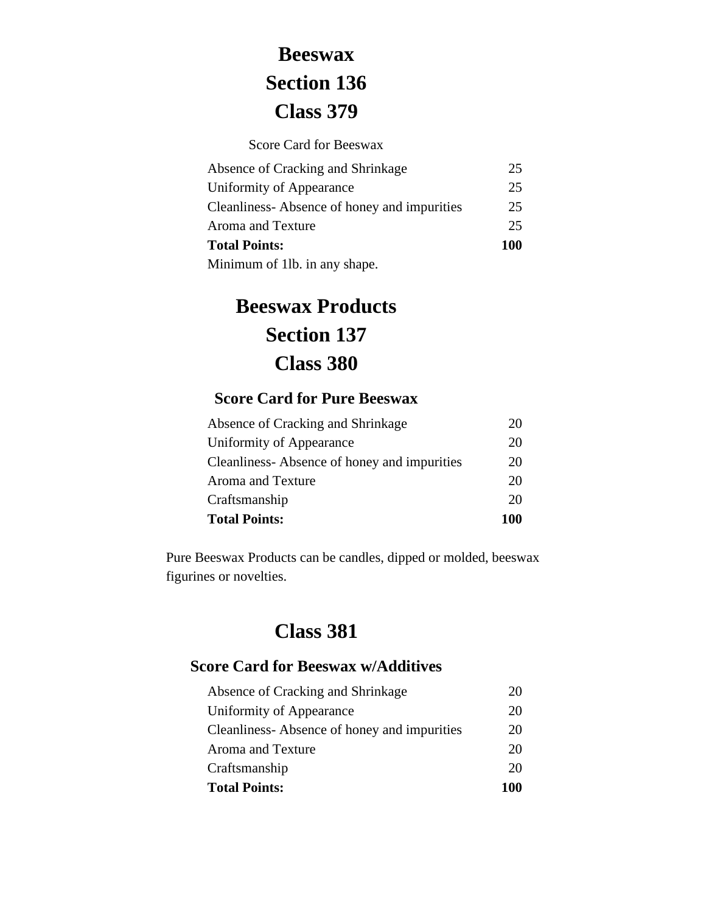# Beeswax
# Section 136
# Class 379

Score Card for Beeswax

| | |
|---|---|
| Absence of Cracking and Shrinkage | 25 |
| Uniformity of Appearance | 25 |
| Cleanliness- Absence of honey and impurities | 25 |
| Aroma and Texture | 25 |
| **Total Points:** | **100** |

Minimum of 1lb. in any shape.

# Beeswax Products
# Section 137
# Class 380

**Score Card for Pure Beeswax**

| | |
|---|---|
| Absence of Cracking and Shrinkage | 20 |
| Uniformity of Appearance | 20 |
| Cleanliness- Absence of honey and impurities | 20 |
| Aroma and Texture | 20 |
| Craftsmanship | 20 |
| **Total Points:** | **100** |

Pure Beeswax Products can be candles, dipped or molded, beeswax figurines or novelties.

# Class 381

**Score Card for Beeswax w/Additives**

| | |
|---|---|
| Absence of Cracking and Shrinkage | 20 |
| Uniformity of Appearance | 20 |
| Cleanliness- Absence of honey and impurities | 20 |
| Aroma and Texture | 20 |
| Craftsmanship | 20 |
| **Total Points:** | **100** |